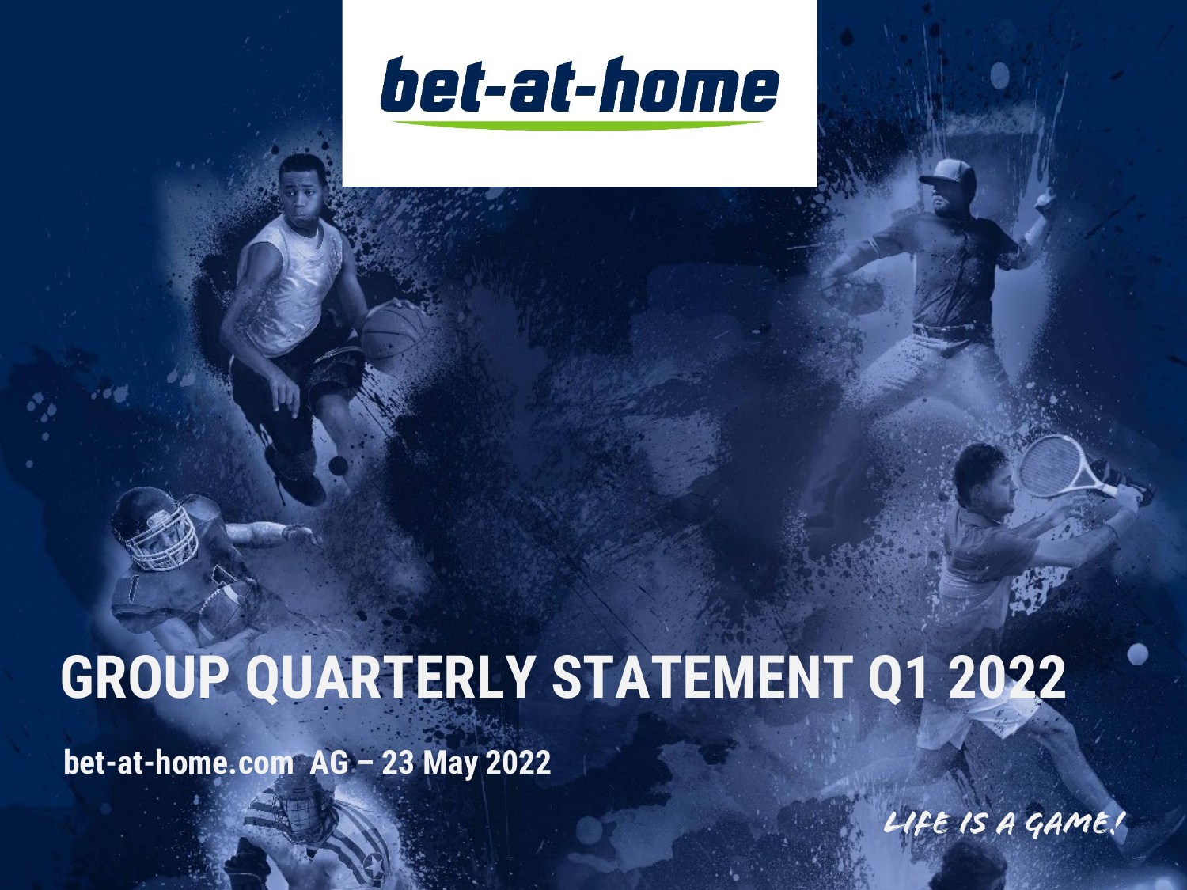bet-at-home

# GROUP QUARTERLY STATEMENT Q1 2022

**bet-at-home.com AG – 23 May 2022**

*LIFE IS A GAME!*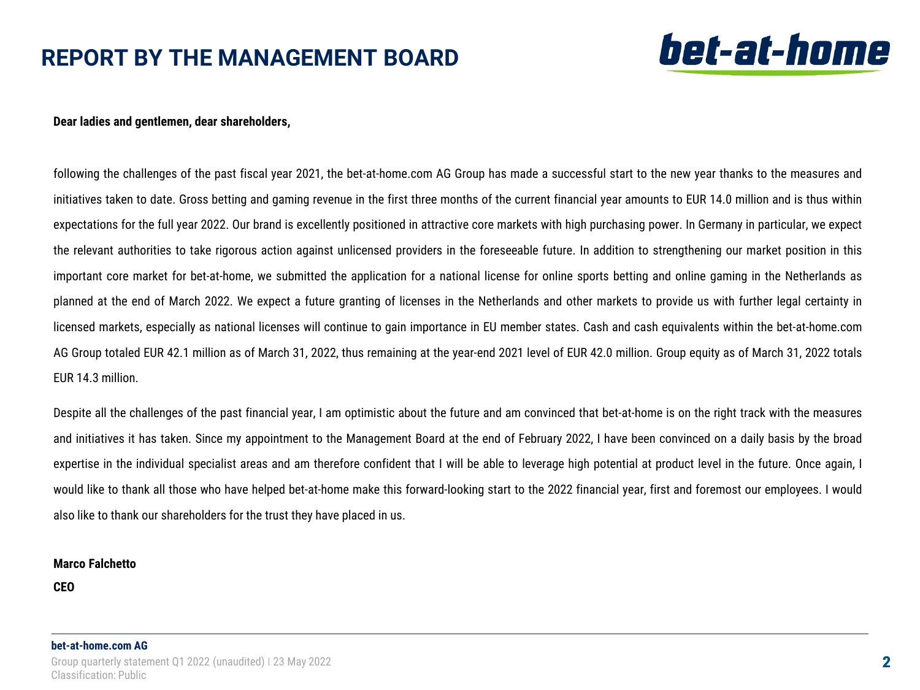# REPORT BY THE MANAGEMENT BOARD

**Dear ladies and gentlemen, dear shareholders,**

following the challenges of the past fiscal year 2021, the bet-at-home.com AG Group has made a successful start to the new year thanks to the measures and initiatives taken to date. Gross betting and gaming revenue in the first three months of the current financial year amounts to EUR 14.0 million and is thus within expectations for the full year 2022. Our brand is excellently positioned in attractive core markets with high purchasing power. In Germany in particular, we expect the relevant authorities to take rigorous action against unlicensed providers in the foreseeable future. In addition to strengthening our market position in this important core market for bet-at-home, we submitted the application for a national license for online sports betting and online gaming in the Netherlands as planned at the end of March 2022. We expect a future granting of licenses in the Netherlands and other markets to provide us with further legal certainty in licensed markets, especially as national licenses will continue to gain importance in EU member states. Cash and cash equivalents within the bet-at-home.com AG Group totaled EUR 42.1 million as of March 31, 2022, thus remaining at the year-end 2021 level of EUR 42.0 million. Group equity as of March 31, 2022 totals EUR 14.3 million.

Despite all the challenges of the past financial year, I am optimistic about the future and am convinced that bet-at-home is on the right track with the measures and initiatives it has taken. Since my appointment to the Management Board at the end of February 2022, I have been convinced on a daily basis by the broad expertise in the individual specialist areas and am therefore confident that I will be able to leverage high potential at product level in the future. Once again, I would like to thank all those who have helped bet-at-home make this forward-looking start to the 2022 financial year, first and foremost our employees. I would also like to thank our shareholders for the trust they have placed in us.

**Marco Falchetto**

**CEO**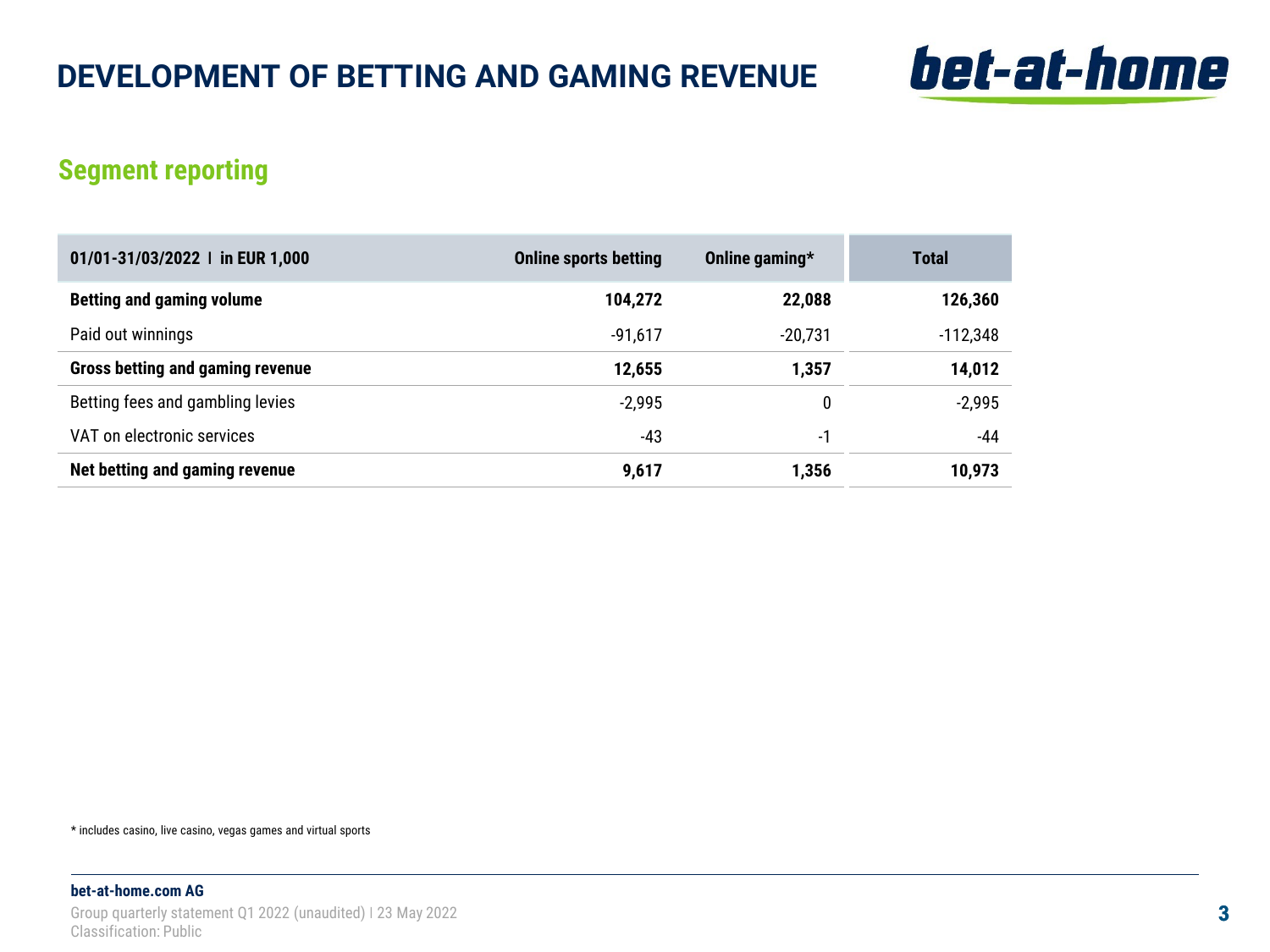# DEVELOPMENT OF BETTING AND GAMING REVENUE

## Segment reporting

| 01/01-31/03/2022 I in EUR 1,000 | Online sports betting | Online gaming* | Total |
|---|---|---|---|
| **Betting and gaming volume** | **104,272** | **22,088** | **126,360** |
| Paid out winnings | -91,617 | -20,731 | -112,348 |
| **Gross betting and gaming revenue** | **12,655** | **1,357** | **14,012** |
| Betting fees and gambling levies | -2,995 | 0 | -2,995 |
| VAT on electronic services | -43 | -1 | -44 |
| **Net betting and gaming revenue** | **9,617** | **1,356** | **10,973** |

* includes casino, live casino, vegas games and virtual sports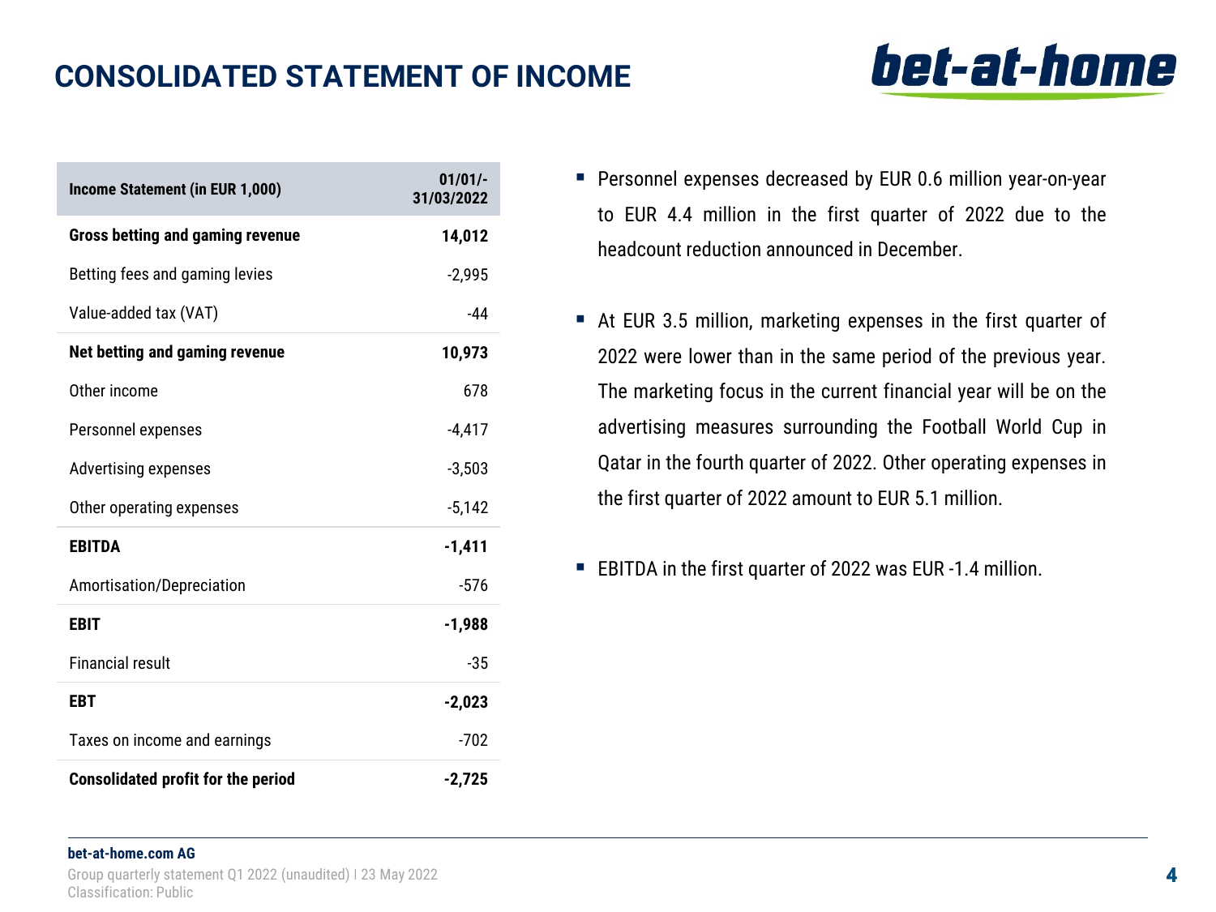# CONSOLIDATED STATEMENT OF INCOME

| Income Statement (in EUR 1,000) | 01/01/-31/03/2022 |
|---|---|
| **Gross betting and gaming revenue** | **14,012** |
| Betting fees and gaming levies | -2,995 |
| Value-added tax (VAT) | -44 |
| **Net betting and gaming revenue** | **10,973** |
| Other income | 678 |
| Personnel expenses | -4,417 |
| Advertising expenses | -3,503 |
| Other operating expenses | -5,142 |
| **EBITDA** | **-1,411** |
| Amortisation/Depreciation | -576 |
| **EBIT** | **-1,988** |
| Financial result | -35 |
| **EBT** | **-2,023** |
| Taxes on income and earnings | -702 |
| **Consolidated profit for the period** | **-2,725** |

- Personnel expenses decreased by EUR 0.6 million year-on-year to EUR 4.4 million in the first quarter of 2022 due to the headcount reduction announced in December.
- At EUR 3.5 million, marketing expenses in the first quarter of 2022 were lower than in the same period of the previous year. The marketing focus in the current financial year will be on the advertising measures surrounding the Football World Cup in Qatar in the fourth quarter of 2022. Other operating expenses in the first quarter of 2022 amount to EUR 5.1 million.
- EBITDA in the first quarter of 2022 was EUR -1.4 million.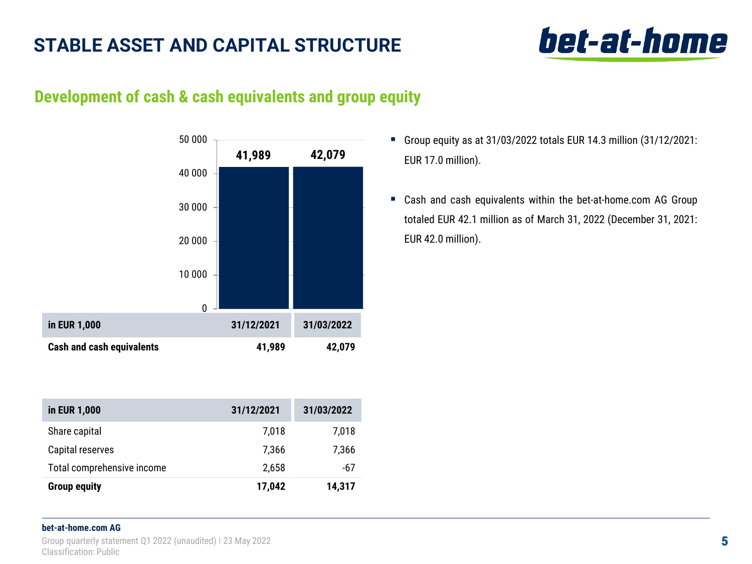# STABLE ASSET AND CAPITAL STRUCTURE

## Development of cash & cash equivalents and group equity

| in EUR 1,000 | 31/12/2021 | 31/03/2022 |
|---|---|---|
| **Cash and cash equivalents** | **41,989** | **42,079** |

| in EUR 1,000 | 31/12/2021 | 31/03/2022 |
|---|---|---|
| Share capital | 7,018 | 7,018 |
| Capital reserves | 7,366 | 7,366 |
| Total comprehensive income | 2,658 | -67 |
| **Group equity** | **17,042** | **14,317** |

- Group equity as at 31/03/2022 totals EUR 14.3 million (31/12/2021: EUR 17.0 million).
- Cash and cash equivalents within the bet-at-home.com AG Group totaled EUR 42.1 million as of March 31, 2022 (December 31, 2021: EUR 42.0 million).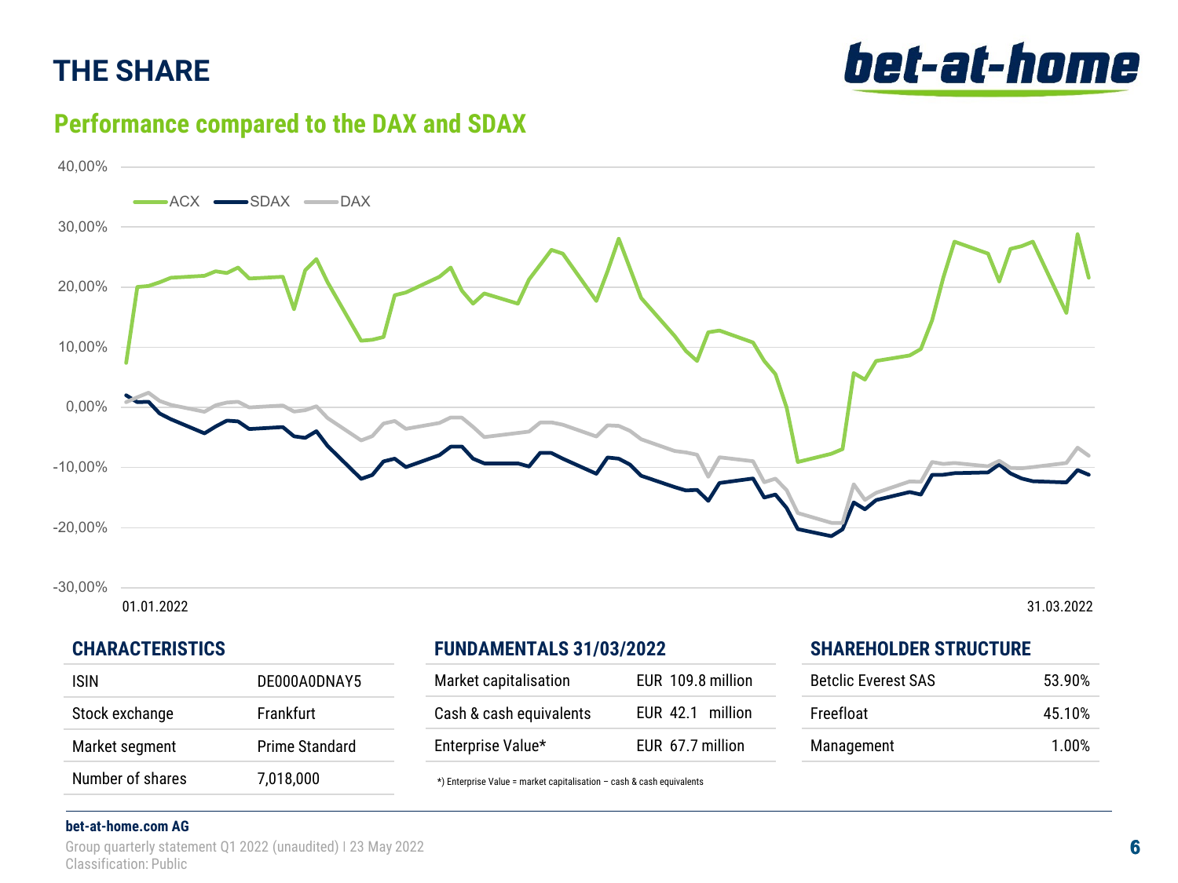# THE SHARE

## Performance compared to the DAX and SDAX

### CHARACTERISTICS

| ISIN | DE000A0DNAY5 |
|---|---|
| Stock exchange | Frankfurt |
| Market segment | Prime Standard |
| Number of shares | 7,018,000 |

### FUNDAMENTALS 31/03/2022

| Market capitalisation | EUR 109.8 million |
|---|---|
| Cash & cash equivalents | EUR 42.1 million |
| Enterprise Value* | EUR 67.7 million |

*) Enterprise Value = market capitalisation – cash & cash equivalents

### SHAREHOLDER STRUCTURE

| Betclic Everest SAS | 53.90% |
|---|---|
| Freefloat | 45.10% |
| Management | 1.00% |

**bet-at-home.com AG**

Group quarterly statement Q1 2022 (unaudited) | 23 May 2022
Classification: Public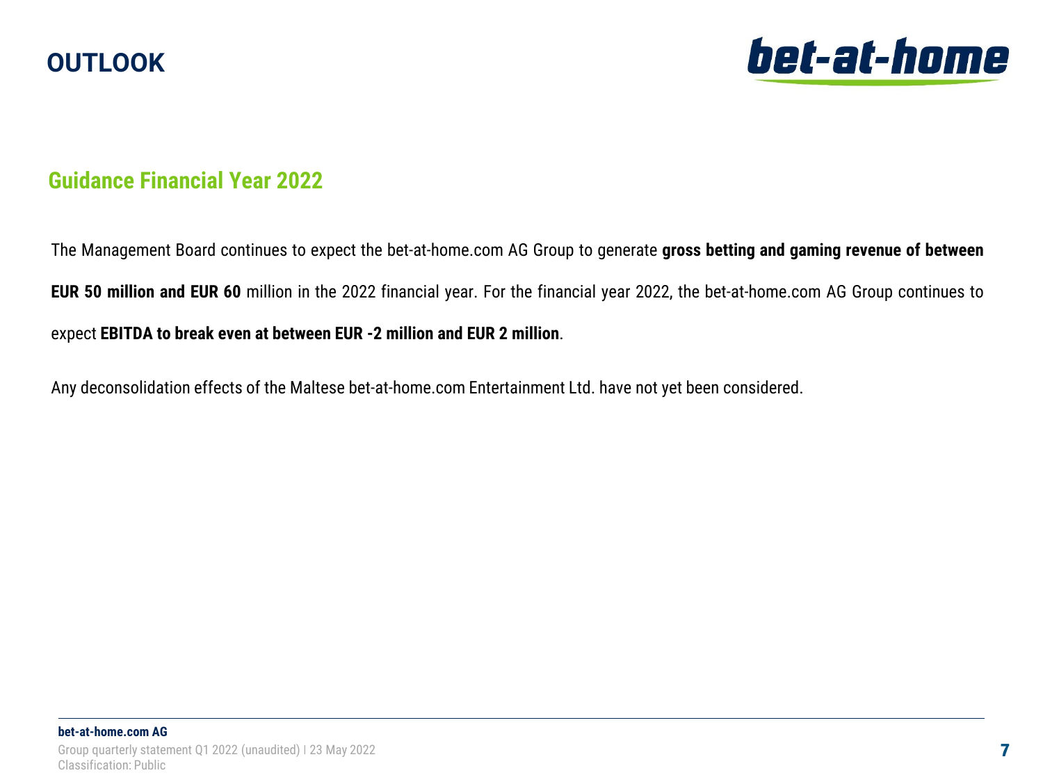# OUTLOOK

## Guidance Financial Year 2022

The Management Board continues to expect the bet-at-home.com AG Group to generate **gross betting and gaming revenue of between EUR 50 million and EUR 60** million in the 2022 financial year. For the financial year 2022, the bet-at-home.com AG Group continues to expect **EBITDA to break even at between EUR -2 million and EUR 2 million**.

Any deconsolidation effects of the Maltese bet-at-home.com Entertainment Ltd. have not yet been considered.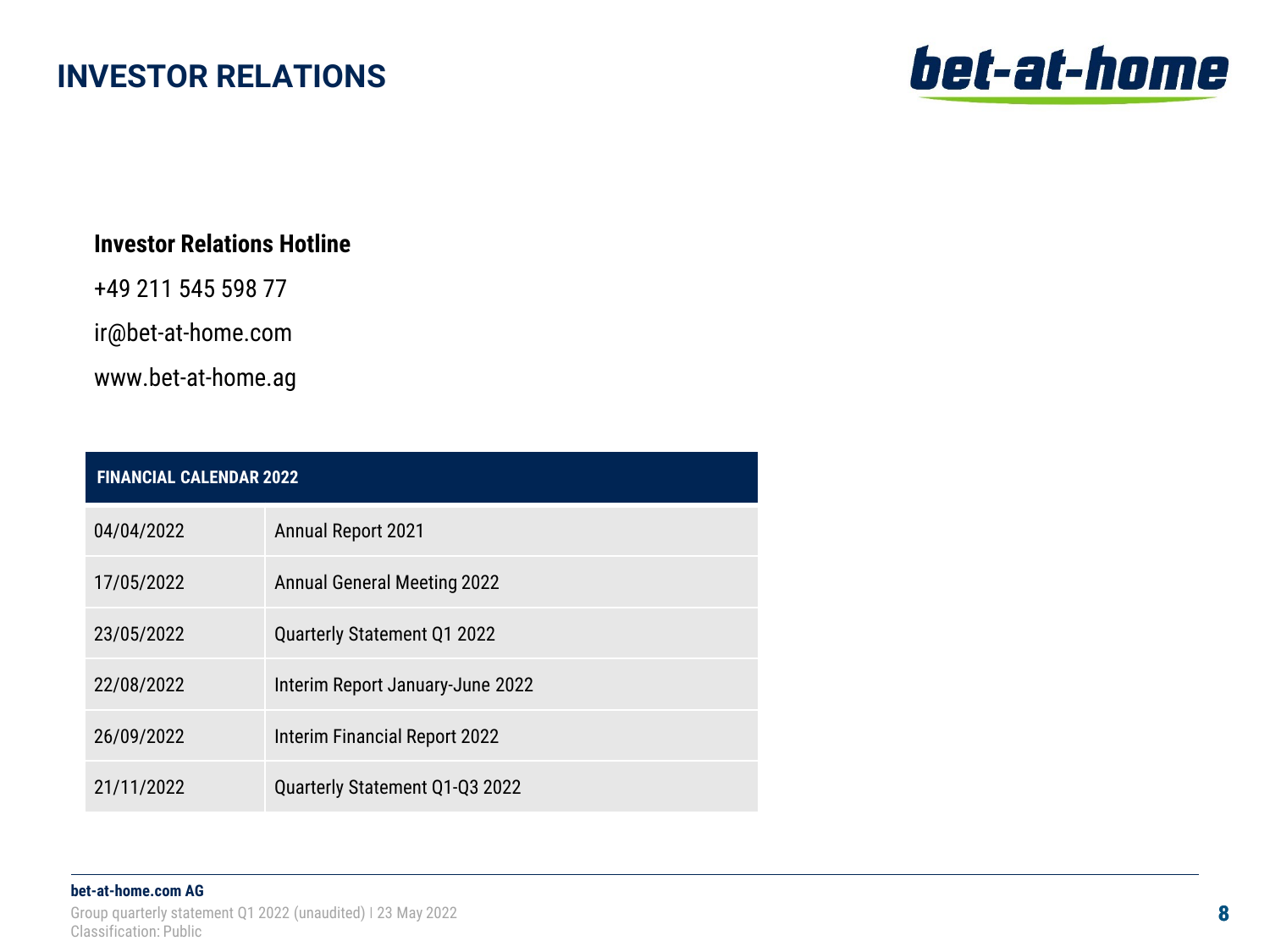# INVESTOR RELATIONS

**Investor Relations Hotline**

+49 211 545 598 77

ir@bet-at-home.com

www.bet-at-home.ag

| FINANCIAL CALENDAR 2022 | |
|---|---|
| 04/04/2022 | Annual Report 2021 |
| 17/05/2022 | Annual General Meeting 2022 |
| 23/05/2022 | Quarterly Statement Q1 2022 |
| 22/08/2022 | Interim Report January-June 2022 |
| 26/09/2022 | Interim Financial Report 2022 |
| 21/11/2022 | Quarterly Statement Q1-Q3 2022 |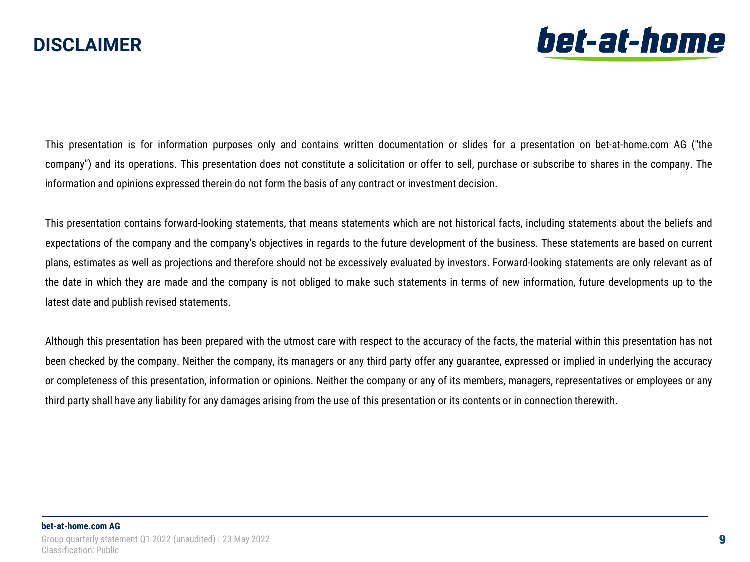# DISCLAIMER

This presentation is for information purposes only and contains written documentation or slides for a presentation on bet-at-home.com AG ("the company") and its operations. This presentation does not constitute a solicitation or offer to sell, purchase or subscribe to shares in the company. The information and opinions expressed therein do not form the basis of any contract or investment decision.

This presentation contains forward-looking statements, that means statements which are not historical facts, including statements about the beliefs and expectations of the company and the company's objectives in regards to the future development of the business. These statements are based on current plans, estimates as well as projections and therefore should not be excessively evaluated by investors. Forward-looking statements are only relevant as of the date in which they are made and the company is not obliged to make such statements in terms of new information, future developments up to the latest date and publish revised statements.

Although this presentation has been prepared with the utmost care with respect to the accuracy of the facts, the material within this presentation has not been checked by the company. Neither the company, its managers or any third party offer any guarantee, expressed or implied in underlying the accuracy or completeness of this presentation, information or opinions. Neither the company or any of its members, managers, representatives or employees or any third party shall have any liability for any damages arising from the use of this presentation or its contents or in connection therewith.